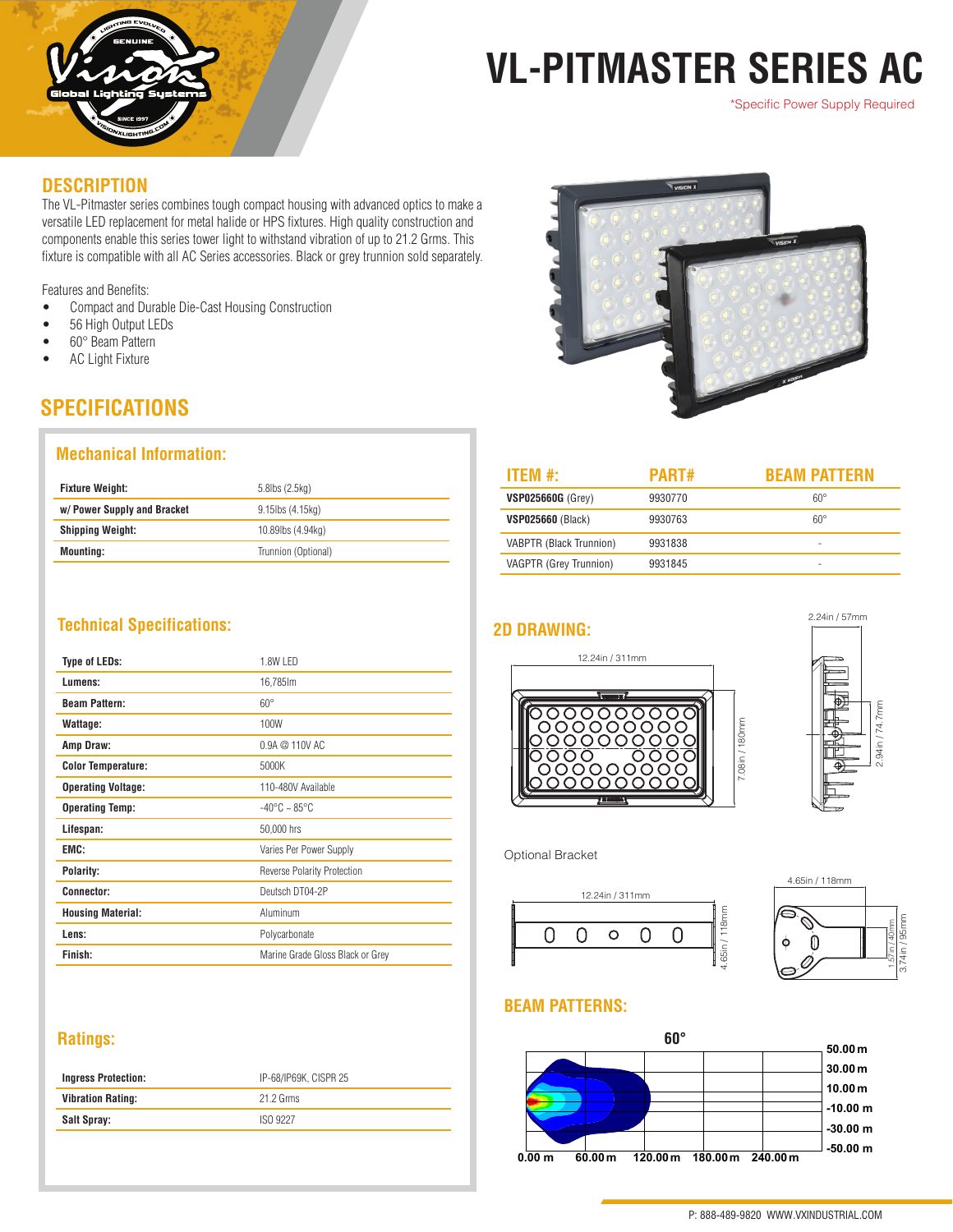# VL-PITMASTER SERIES AC

*Specific Power Supply Required

## DESCRIPTION

The VL-Pitmaster series combines tough compact housing with advanced optics to make a versatile LED replacement for metal halide or HPS fixtures. High quality construction and components enable this series tower light to withstand vibration of up to 21.2 Grms. This fixture is compatible with all AC Series accessories. Black or grey trunnion sold separately.

Features and Benefits:

- Compact and Durable Die-Cast Housing Construction
- 56 High Output LEDs
- 60° Beam Pattern
- AC Light Fixture

## SPECIFICATIONS

### Mechanical Information:

| | |
|---|---|
| **Fixture Weight:** | 5.8lbs (2.5kg) |
| **w/ Power Supply and Bracket** | 9.15lbs (4.15kg) |
| **Shipping Weight:** | 10.89lbs (4.94kg) |
| **Mounting:** | Trunnion (Optional) |

### Technical Specifications:

| | |
|---|---|
| **Type of LEDs:** | 1.8W LED |
| **Lumens:** | 16,785lm |
| **Beam Pattern:** | 60° |
| **Wattage:** | 100W |
| **Amp Draw:** | 0.9A @ 110V AC |
| **Color Temperature:** | 5000K |
| **Operating Voltage:** | 110-480V Available |
| **Operating Temp:** | -40°C ~ 85°C |
| **Lifespan:** | 50,000 hrs |
| **EMC:** | Varies Per Power Supply |
| **Polarity:** | Reverse Polarity Protection |
| **Connector:** | Deutsch DT04-2P |
| **Housing Material:** | Aluminum |
| **Lens:** | Polycarbonate |
| **Finish:** | Marine Grade Gloss Black or Grey |

### Ratings:

| | |
|---|---|
| **Ingress Protection:** | IP-68/IP69K, CISPR 25 |
| **Vibration Rating:** | 21.2 Grms |
| **Salt Spray:** | ISO 9227 |

| ITEM #: | PART# | BEAM PATTERN |
|---|---|---|
| **VSP025660G** (Grey) | 9930770 | 60° |
| **VSP025660** (Black) | 9930763 | 60° |
| VABPTR (Black Trunnion) | 9931838 | - |
| VAGPTR (Grey Trunnion) | 9931845 | - |

## 2D DRAWING:

12.24in / 311mm

7.08in / 180mm

2.24in / 57mm

2.94in / 74.7mm

Optional Bracket

12.24in / 311mm

4.65in / 118mm

4.65in / 118mm

1.57in / 40mm

3.74in / 95mm

## BEAM PATTERNS:

60°

50.00 m, 30.00 m, 10.00 m, -10.00 m, -30.00 m, -50.00 m

0.00 m, 60.00 m, 120.00 m, 180.00 m, 240.00 m

P: 888-489-9820 WWW.VXINDUSTRIAL.COM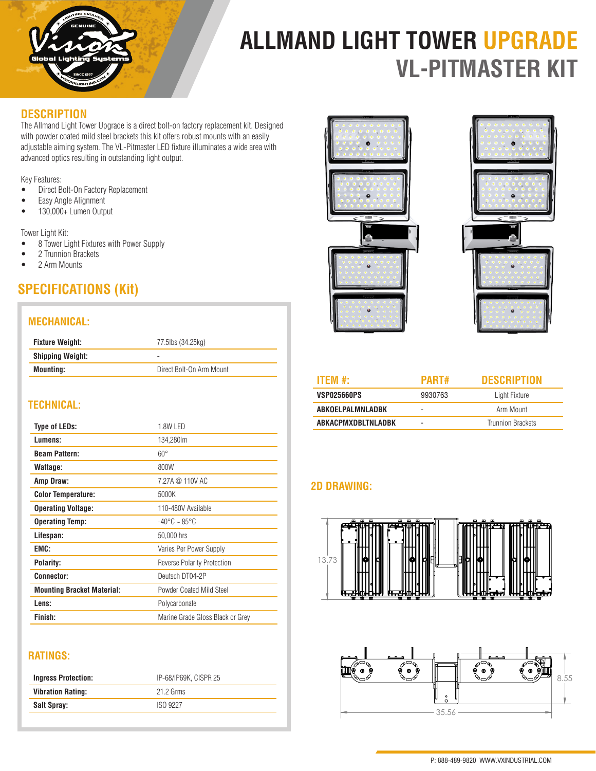# ALLMAND LIGHT TOWER UPGRADE
## VL-PITMASTER KIT

## DESCRIPTION

The Allmand Light Tower Upgrade is a direct bolt-on factory replacement kit. Designed with powder coated mild steel brackets this kit offers robust mounts with an easily adjustable aiming system. The VL-Pitmaster LED fixture illuminates a wide area with advanced optics resulting in outstanding light output.

Key Features:

- Direct Bolt-On Factory Replacement
- Easy Angle Alignment
- 130,000+ Lumen Output

Tower Light Kit:

- 8 Tower Light Fixtures with Power Supply
- 2 Trunnion Brackets
- 2 Arm Mounts

## SPECIFICATIONS (Kit)

### MECHANICAL:

| | |
|---|---|
| **Fixture Weight:** | 77.5lbs (34.25kg) |
| **Shipping Weight:** | - |
| **Mounting:** | Direct Bolt-On Arm Mount |

### TECHNICAL:

| | |
|---|---|
| **Type of LEDs:** | 1.8W LED |
| **Lumens:** | 134,280lm |
| **Beam Pattern:** | 60° |
| **Wattage:** | 800W |
| **Amp Draw:** | 7.27A @ 110V AC |
| **Color Temperature:** | 5000K |
| **Operating Voltage:** | 110-480V Available |
| **Operating Temp:** | -40°C ~ 85°C |
| **Lifespan:** | 50,000 hrs |
| **EMC:** | Varies Per Power Supply |
| **Polarity:** | Reverse Polarity Protection |
| **Connector:** | Deutsch DT04-2P |
| **Mounting Bracket Material:** | Powder Coated Mild Steel |
| **Lens:** | Polycarbonate |
| **Finish:** | Marine Grade Gloss Black or Grey |

### RATINGS:

| | |
|---|---|
| **Ingress Protection:** | IP-68/IP69K, CISPR 25 |
| **Vibration Rating:** | 21.2 Grms |
| **Salt Spray:** | ISO 9227 |

| ITEM #: | PART# | DESCRIPTION |
|---|---|---|
| **VSP025660PS** | 9930763 | Light Fixture |
| **ABKOELPALMNLADBK** | - | Arm Mount |
| **ABKACPMXDBLTNLADBK** | - | Trunnion Brackets |

### 2D DRAWING:

13.73

8.55

35.56

P: 888-489-9820 WWW.VXINDUSTRIAL.COM